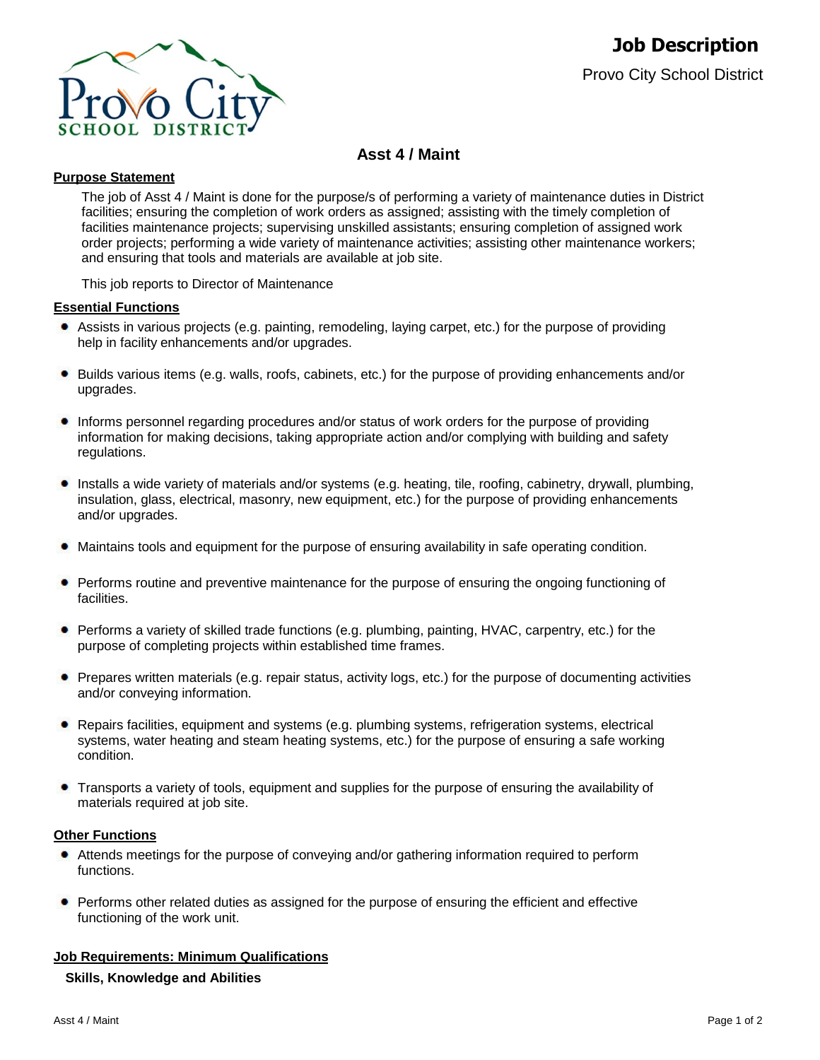# Job Description

Provo City School District

## Asst 4 / Maint

### Purpose Statement

The job of Asst 4 / Maint is done for the purpose/s of performing a variety of maintenance duties in District facilities; ensuring the completion of work orders as assigned; assisting with the timely completion of facilities maintenance projects; supervising unskilled assistants; ensuring completion of assigned work order projects; performing a wide variety of maintenance activities; assisting other maintenance workers; and ensuring that tools and materials are available at job site.

This job reports to Director of Maintenance

### Essential Functions

- Assists in various projects (e.g. painting, remodeling, laying carpet, etc.) for the purpose of providing help in facility enhancements and/or upgrades.
- Builds various items (e.g. walls, roofs, cabinets, etc.) for the purpose of providing enhancements and/or upgrades.
- Informs personnel regarding procedures and/or status of work orders for the purpose of providing information for making decisions, taking appropriate action and/or complying with building and safety regulations.
- Installs a wide variety of materials and/or systems (e.g. heating, tile, roofing, cabinetry, drywall, plumbing, insulation, glass, electrical, masonry, new equipment, etc.) for the purpose of providing enhancements and/or upgrades.
- Maintains tools and equipment for the purpose of ensuring availability in safe operating condition.
- Performs routine and preventive maintenance for the purpose of ensuring the ongoing functioning of facilities.
- Performs a variety of skilled trade functions (e.g. plumbing, painting, HVAC, carpentry, etc.) for the purpose of completing projects within established time frames.
- Prepares written materials (e.g. repair status, activity logs, etc.) for the purpose of documenting activities and/or conveying information.
- Repairs facilities, equipment and systems (e.g. plumbing systems, refrigeration systems, electrical systems, water heating and steam heating systems, etc.) for the purpose of ensuring a safe working condition.
- Transports a variety of tools, equipment and supplies for the purpose of ensuring the availability of materials required at job site.

### Other Functions

- Attends meetings for the purpose of conveying and/or gathering information required to perform functions.
- Performs other related duties as assigned for the purpose of ensuring the efficient and effective functioning of the work unit.

### Job Requirements: Minimum Qualifications

**Skills, Knowledge and Abilities**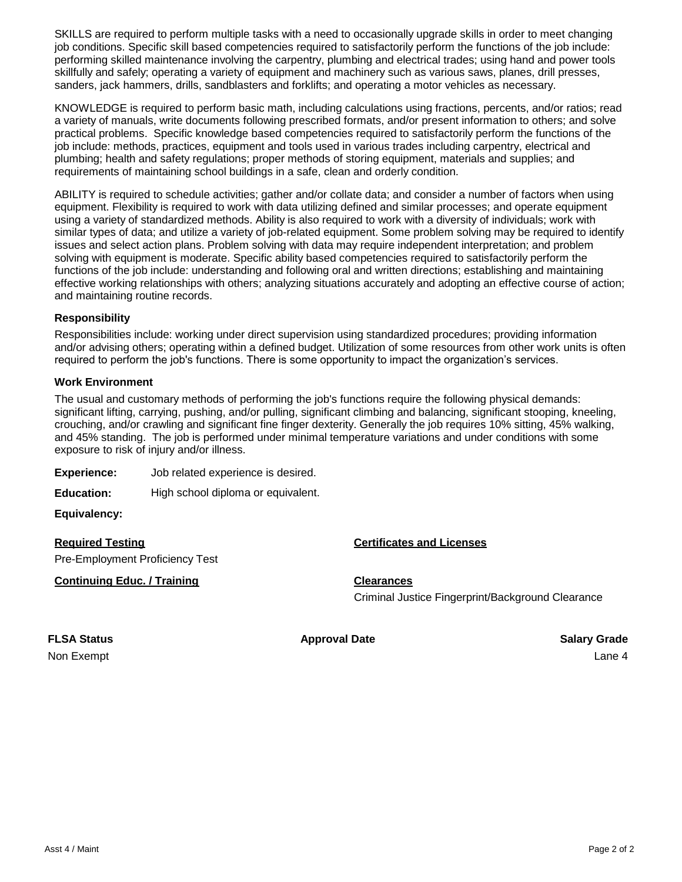SKILLS are required to perform multiple tasks with a need to occasionally upgrade skills in order to meet changing job conditions. Specific skill based competencies required to satisfactorily perform the functions of the job include: performing skilled maintenance involving the carpentry, plumbing and electrical trades; using hand and power tools skillfully and safely; operating a variety of equipment and machinery such as various saws, planes, drill presses, sanders, jack hammers, drills, sandblasters and forklifts; and operating a motor vehicles as necessary.

KNOWLEDGE is required to perform basic math, including calculations using fractions, percents, and/or ratios; read a variety of manuals, write documents following prescribed formats, and/or present information to others; and solve practical problems. Specific knowledge based competencies required to satisfactorily perform the functions of the job include: methods, practices, equipment and tools used in various trades including carpentry, electrical and plumbing; health and safety regulations; proper methods of storing equipment, materials and supplies; and requirements of maintaining school buildings in a safe, clean and orderly condition.

ABILITY is required to schedule activities; gather and/or collate data; and consider a number of factors when using equipment. Flexibility is required to work with data utilizing defined and similar processes; and operate equipment using a variety of standardized methods. Ability is also required to work with a diversity of individuals; work with similar types of data; and utilize a variety of job-related equipment. Some problem solving may be required to identify issues and select action plans. Problem solving with data may require independent interpretation; and problem solving with equipment is moderate. Specific ability based competencies required to satisfactorily perform the functions of the job include: understanding and following oral and written directions; establishing and maintaining effective working relationships with others; analyzing situations accurately and adopting an effective course of action; and maintaining routine records.

### Responsibility

Responsibilities include: working under direct supervision using standardized procedures; providing information and/or advising others; operating within a defined budget. Utilization of some resources from other work units is often required to perform the job's functions. There is some opportunity to impact the organization's services.

### Work Environment

The usual and customary methods of performing the job's functions require the following physical demands: significant lifting, carrying, pushing, and/or pulling, significant climbing and balancing, significant stooping, kneeling, crouching, and/or crawling and significant fine finger dexterity. Generally the job requires 10% sitting, 45% walking, and 45% standing. The job is performed under minimal temperature variations and under conditions with some exposure to risk of injury and/or illness.

**Experience:** Job related experience is desired.

**Education:** High school diploma or equivalent.

**Equivalency:**

**Required Testing**

Pre-Employment Proficiency Test

**Certificates and Licenses**

**Continuing Educ. / Training**

**Clearances**

Criminal Justice Fingerprint/Background Clearance

| FLSA Status | Approval Date | Salary Grade |
|---|---|---|
| Non Exempt | | Lane 4 |